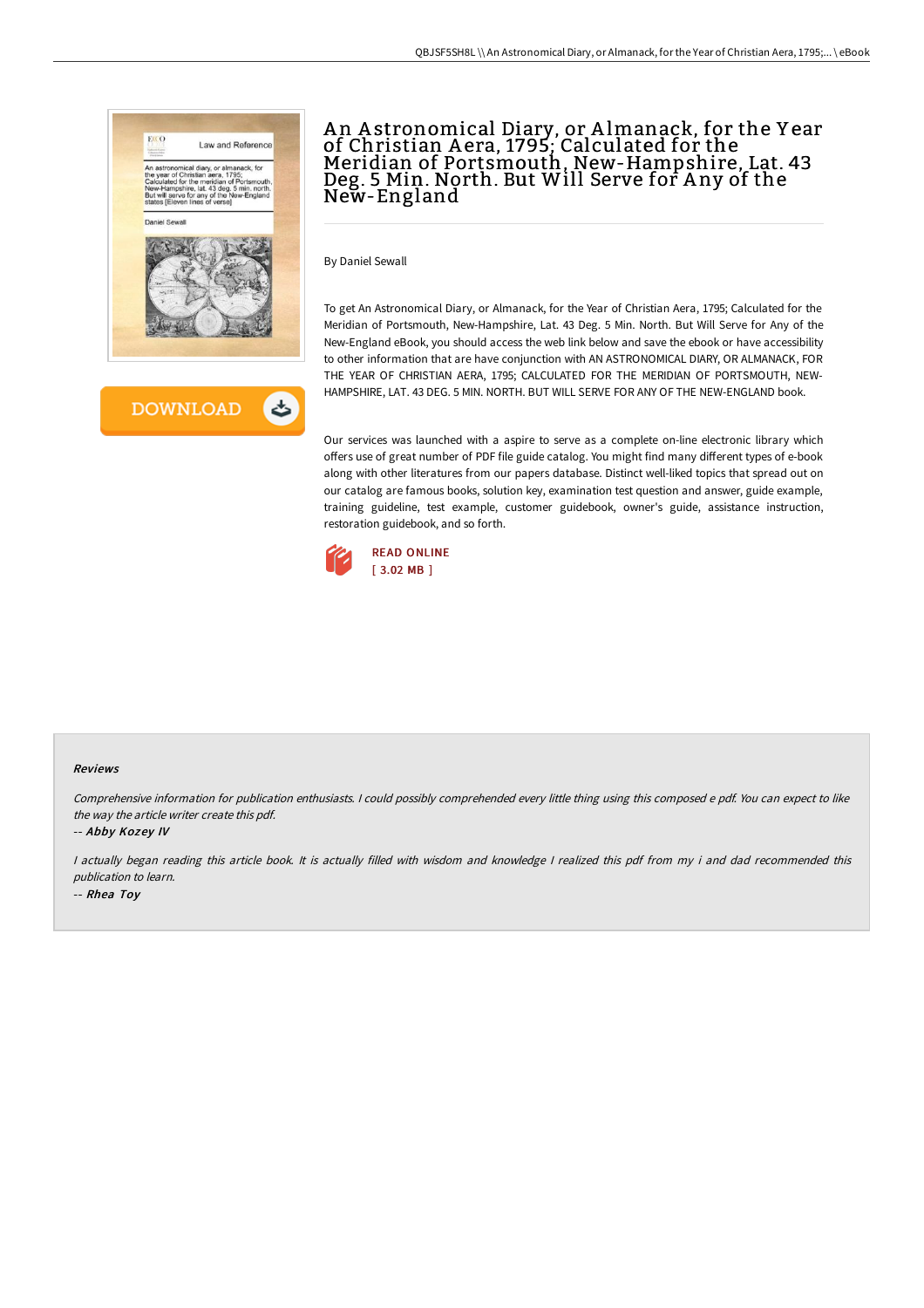# An Astronomical Diary, or Almanack, for the Year of Christian Aera, 1795; Calculated for the Meridian of Portsmouth, New-Hampshire, Lat. 43 Deg. 5 Min. North. But Will Serve for Any of the New-England

By Daniel Sewall

To get An Astronomical Diary, or Almanack, for the Year of Christian Aera, 1795; Calculated for the Meridian of Portsmouth, New-Hampshire, Lat. 43 Deg. 5 Min. North. But Will Serve for Any of the New-England eBook, you should access the web link below and save the ebook or have accessibility to other information that are have conjunction with AN ASTRONOMICAL DIARY, OR ALMANACK, FOR THE YEAR OF CHRISTIAN AERA, 1795; CALCULATED FOR THE MERIDIAN OF PORTSMOUTH, NEW-HAMPSHIRE, LAT. 43 DEG. 5 MIN. NORTH. BUT WILL SERVE FOR ANY OF THE NEW-ENGLAND book.

Our services was launched with a aspire to serve as a complete on-line electronic library which offers use of great number of PDF file guide catalog. You might find many different types of e-book along with other literatures from our papers database. Distinct well-liked topics that spread out on our catalog are famous books, solution key, examination test question and answer, guide example, training guideline, test example, customer guidebook, owner's guide, assistance instruction, restoration guidebook, and so forth.

DOWNLOAD

READ ONLINE
[ 3.02 MB ]

#### Reviews

*Comprehensive information for publication enthusiasts. I could possibly comprehended every little thing using this composed e pdf. You can expect to like the way the article writer create this pdf.*

-- *Abby Kozey IV*

*I actually began reading this article book. It is actually filled with wisdom and knowledge I realized this pdf from my i and dad recommended this publication to learn.*

-- *Rhea Toy*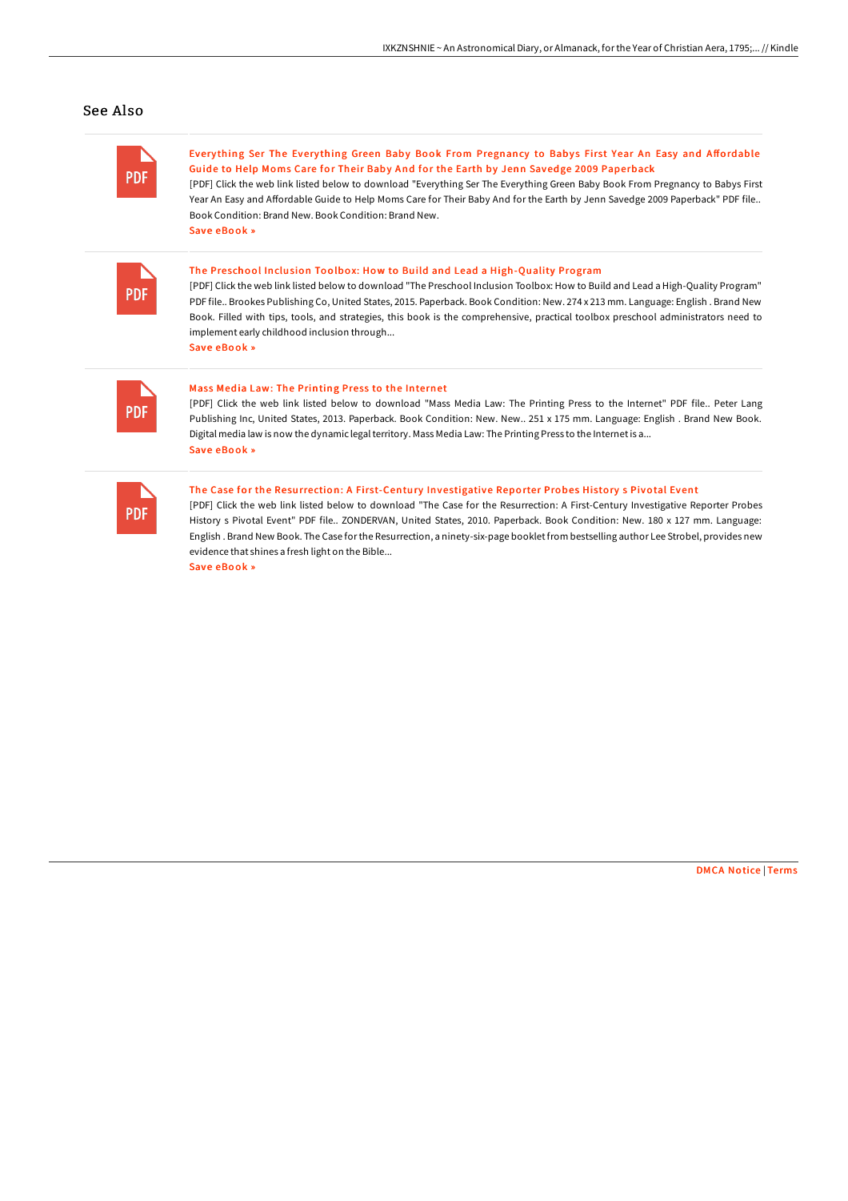## See Also

**Everything Ser The Everything Green Baby Book From Pregnancy to Babys First Year An Easy and Affordable Guide to Help Moms Care for Their Baby And for the Earth by Jenn Savedge 2009 Paperback**

[PDF] Click the web link listed below to download "Everything Ser The Everything Green Baby Book From Pregnancy to Babys First Year An Easy and Affordable Guide to Help Moms Care for Their Baby And for the Earth by Jenn Savedge 2009 Paperback" PDF file.. Book Condition: Brand New. Book Condition: Brand New.

Save eBook »

**The Preschool Inclusion Toolbox: How to Build and Lead a High-Quality Program**

[PDF] Click the web link listed below to download "The Preschool Inclusion Toolbox: How to Build and Lead a High-Quality Program" PDF file.. Brookes Publishing Co, United States, 2015. Paperback. Book Condition: New. 274 x 213 mm. Language: English . Brand New Book. Filled with tips, tools, and strategies, this book is the comprehensive, practical toolbox preschool administrators need to implement early childhood inclusion through...

Save eBook »

**Mass Media Law: The Printing Press to the Internet**

[PDF] Click the web link listed below to download "Mass Media Law: The Printing Press to the Internet" PDF file.. Peter Lang Publishing Inc, United States, 2013. Paperback. Book Condition: New. New.. 251 x 175 mm. Language: English . Brand New Book. Digital media law is now the dynamic legal territory. Mass Media Law: The Printing Press to the Internet is a...

Save eBook »

**The Case for the Resurrection: A First-Century Investigative Reporter Probes History s Pivotal Event**

[PDF] Click the web link listed below to download "The Case for the Resurrection: A First-Century Investigative Reporter Probes History s Pivotal Event" PDF file.. ZONDERVAN, United States, 2010. Paperback. Book Condition: New. 180 x 127 mm. Language: English . Brand New Book. The Case for the Resurrection, a ninety-six-page booklet from bestselling author Lee Strobel, provides new evidence that shines a fresh light on the Bible...

Save eBook »

DMCA Notice | Terms